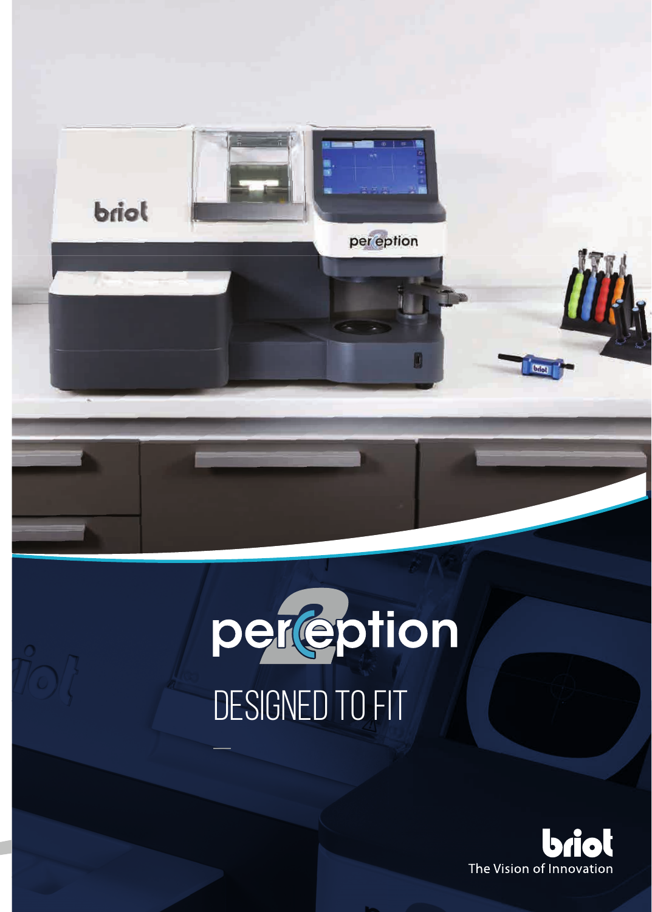# perception

## DESIGNED TO FIT

briot

The Vision of Innovation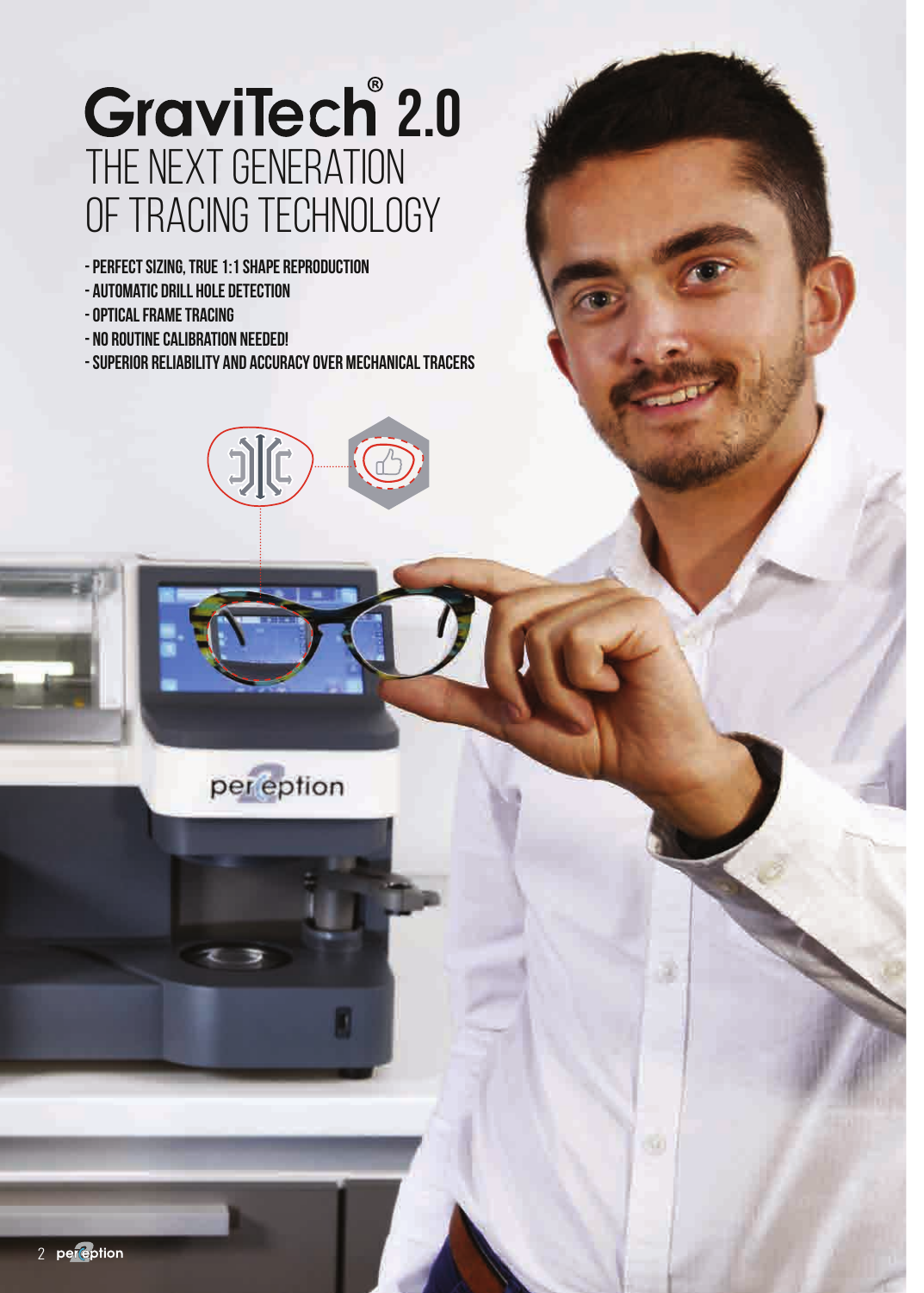# GraviTech® 2.0

## THE NEXT GENERATION OF TRACING TECHNOLOGY

- PERFECT SIZING, TRUE 1:1 SHAPE REPRODUCTION
- AUTOMATIC DRILL HOLE DETECTION
- OPTICAL FRAME TRACING
- NO ROUTINE CALIBRATION NEEDED!
- SUPERIOR RELIABILITY AND ACCURACY OVER MECHANICAL TRACERS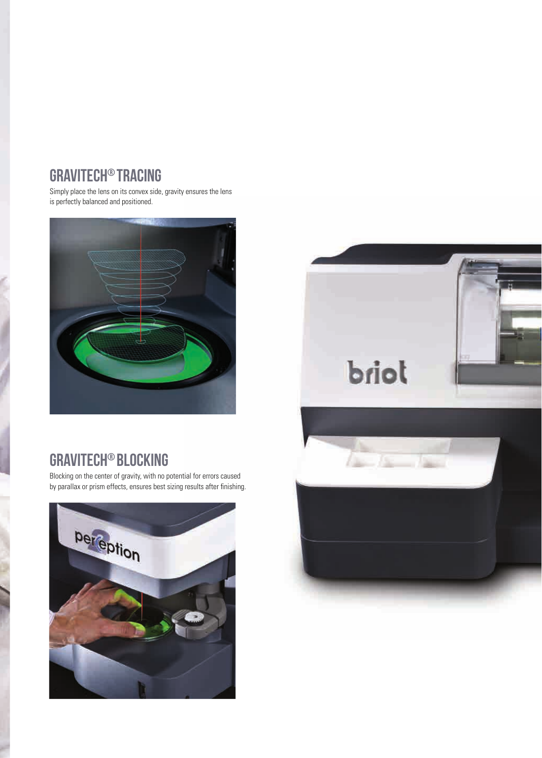## GRAVITECH® TRACING

Simply place the lens on its convex side, gravity ensures the lens is perfectly balanced and positioned.

## GRAVITECH® BLOCKING

Blocking on the center of gravity, with no potential for errors caused by parallax or prism effects, ensures best sizing results after finishing.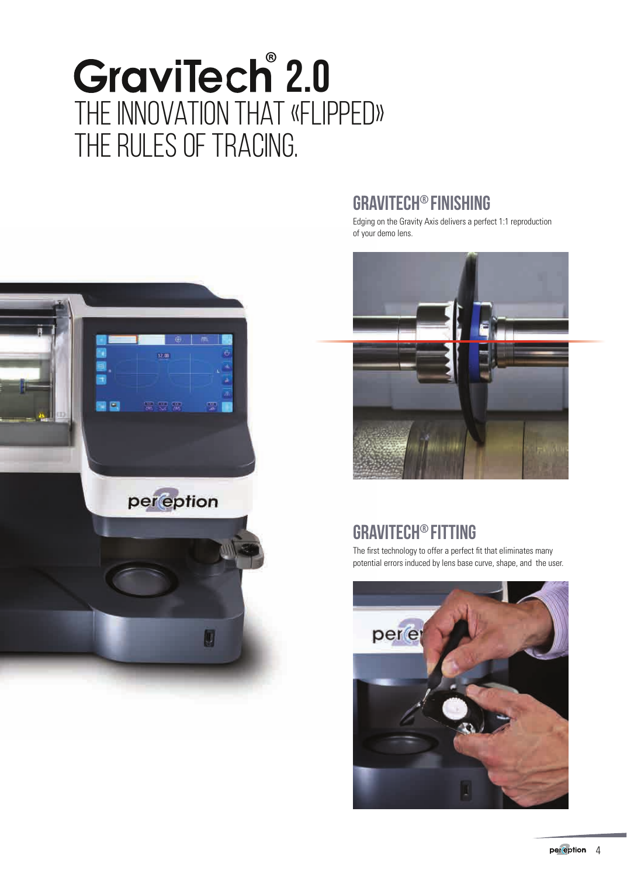# GraviTech® 2.0

THE INNOVATION THAT «FLIPPED» THE RULES OF TRACING.

## GRAVITECH® FINISHING

Edging on the Gravity Axis delivers a perfect 1:1 reproduction of your demo lens.

## GRAVITECH® FITTING

The first technology to offer a perfect fit that eliminates many potential errors induced by lens base curve, shape, and the user.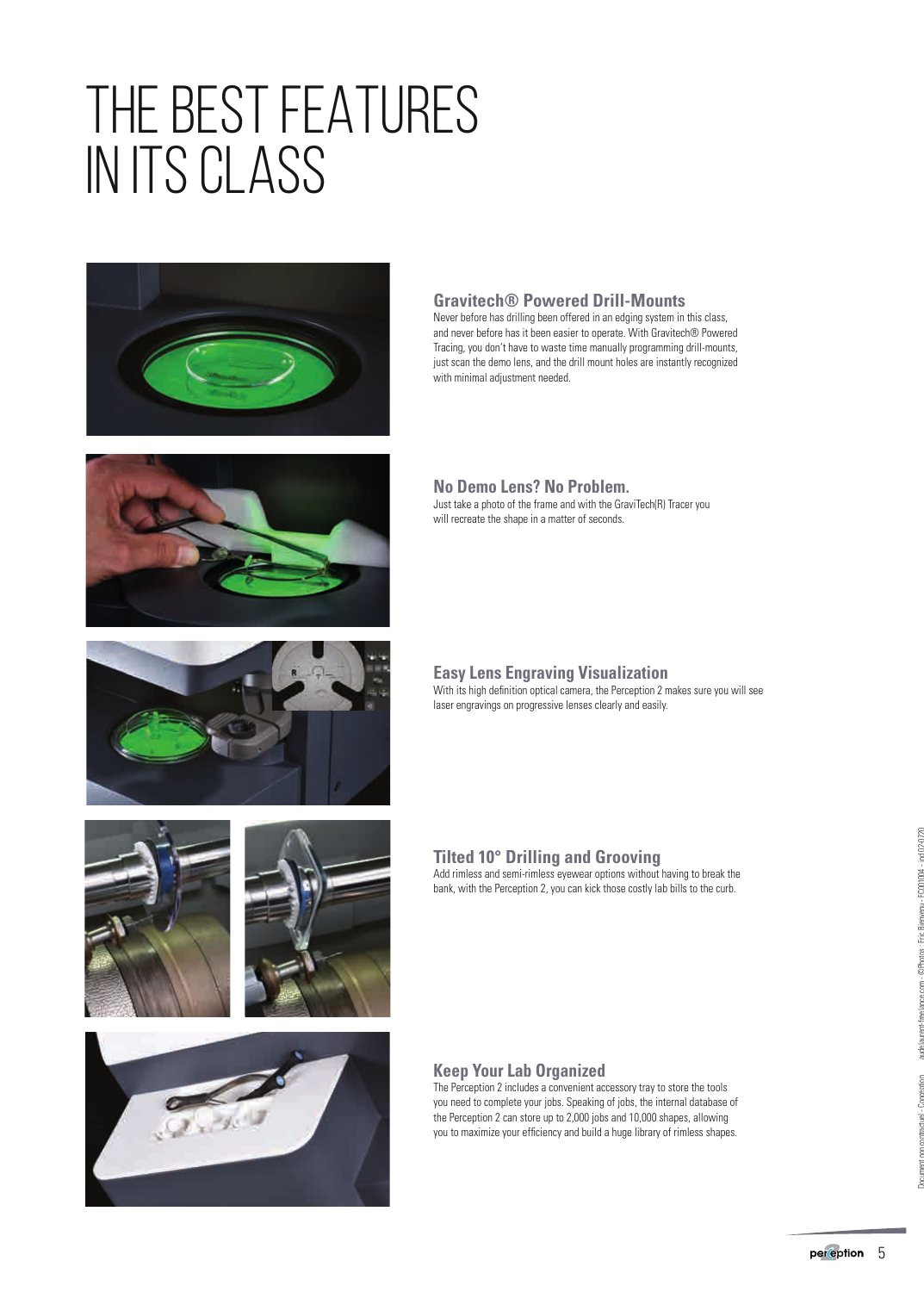# THE BEST FEATURES IN ITS CLASS

### Gravitech® Powered Drill-Mounts

Never before has drilling been offered in an edging system in this class, and never before has it been easier to operate. With Gravitech® Powered Tracing, you don't have to waste time manually programming drill-mounts, just scan the demo lens, and the drill mount holes are instantly recognized with minimal adjustment needed.

### No Demo Lens? No Problem.

Just take a photo of the frame and with the GraviTech(R) Tracer you will recreate the shape in a matter of seconds.

### Easy Lens Engraving Visualization

With its high definition optical camera, the Perception 2 makes sure you will see laser engravings on progressive lenses clearly and easily.

### Tilted 10° Drilling and Grooving

Add rimless and semi-rimless eyewear options without having to break the bank, with the Perception 2, you can kick those costly lab bills to the curb.

### Keep Your Lab Organized

The Perception 2 includes a convenient accessory tray to store the tools you need to complete your jobs. Speaking of jobs, the internal database of the Perception 2 can store up to 2,000 jobs and 10,000 shapes, allowing you to maximize your efficiency and build a huge library of rimless shapes.

Document non contractuel - Conception audelaurent-freelance.com - ©Photos : Eric Bienvenu - FC001004 - ind 07-0720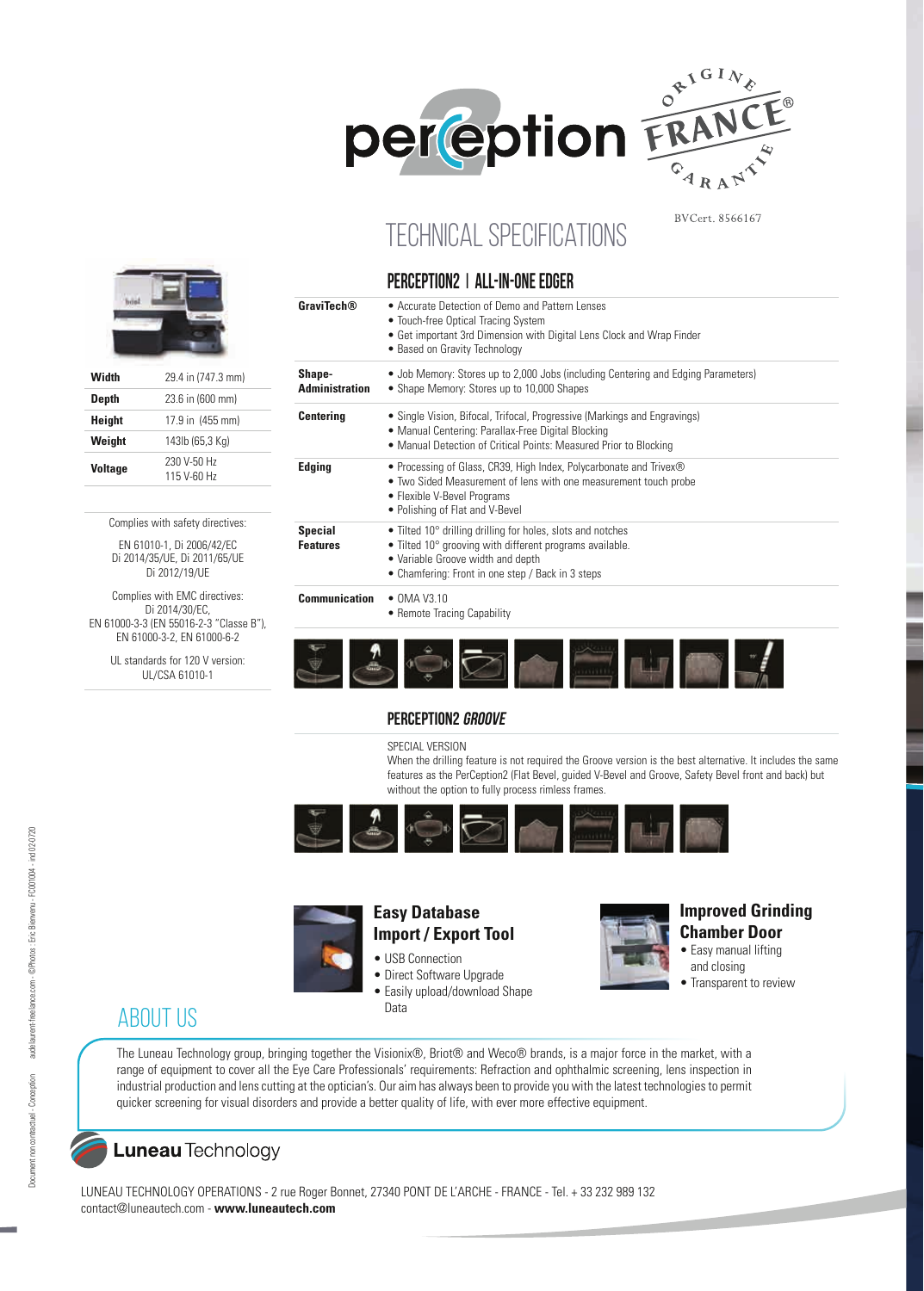# perception

ORIGINE FRANCE GARANTIE®

BVCert. 8566167

## TECHNICAL SPECIFICATIONS

| | |
|---|---|
| **Width** | 29.4 in (747.3 mm) |
| **Depth** | 23.6 in (600 mm) |
| **Height** | 17.9 in (455 mm) |
| **Weight** | 143lb (65,3 Kg) |
| **Voltage** | 230 V-50 Hz<br>115 V-60 Hz |

Complies with safety directives:

EN 61010-1, Di 2006/42/EC
Di 2014/35/UE, Di 2011/65/UE
Di 2012/19/UE

Complies with EMC directives:
Di 2014/30/EC,
EN 61000-3-3 (EN 55016-2-3 "Classe B"),
EN 61000-3-2, EN 61000-6-2

UL standards for 120 V version:
UL/CSA 61010-1

### PERCEPTION2 | ALL-IN-ONE EDGER

| | |
|---|---|
| **GraviTech®** | • Accurate Detection of Demo and Pattern Lenses<br>• Touch-free Optical Tracing System<br>• Get important 3rd Dimension with Digital Lens Clock and Wrap Finder<br>• Based on Gravity Technology |
| **Shape-Administration** | • Job Memory: Stores up to 2,000 Jobs (including Centering and Edging Parameters)<br>• Shape Memory: Stores up to 10,000 Shapes |
| **Centering** | • Single Vision, Bifocal, Trifocal, Progressive (Markings and Engravings)<br>• Manual Centering: Parallax-Free Digital Blocking<br>• Manual Detection of Critical Points: Measured Prior to Blocking |
| **Edging** | • Processing of Glass, CR39, High Index, Polycarbonate and Trivex®<br>• Two Sided Measurement of lens with one measurement touch probe<br>• Flexible V-Bevel Programs<br>• Polishing of Flat and V-Bevel |
| **Special Features** | • Tilted 10° drilling drilling for holes, slots and notches<br>• Tilted 10° grooving with different programs available.<br>• Variable Groove width and depth<br>• Chamfering: Front in one step / Back in 3 steps |
| **Communication** | • OMA V3.10<br>• Remote Tracing Capability |

### PERCEPTION2 *GROOVE*

SPECIAL VERSION
When the drilling feature is not required the Groove version is the best alternative. It includes the same features as the PerCeption2 (Flat Bevel, guided V-Bevel and Groove, Safety Bevel front and back) but without the option to fully process rimless frames.

### Easy Database Import / Export Tool

- USB Connection
- Direct Software Upgrade
- Easily upload/download Shape Data

### Improved Grinding Chamber Door

- Easy manual lifting and closing
- Transparent to review

## ABOUT US

The Luneau Technology group, bringing together the Visionix®, Briot® and Weco® brands, is a major force in the market, with a range of equipment to cover all the Eye Care Professionals' requirements: Refraction and ophthalmic screening, lens inspection in industrial production and lens cutting at the optician's. Our aim has always been to provide you with the latest technologies to permit quicker screening for visual disorders and provide a better quality of life, with ever more effective equipment.

**Luneau** Technology

LUNEAU TECHNOLOGY OPERATIONS - 2 rue Roger Bonnet, 27340 PONT DE L'ARCHE - FRANCE - Tel. + 33 232 989 132
contact@luneautech.com - **www.luneautech.com**

Document non contractuel - Conception : aude-laurent-freelance.com - ©Photos : Eric Bienvenu - FC001004 - ind 02-0720